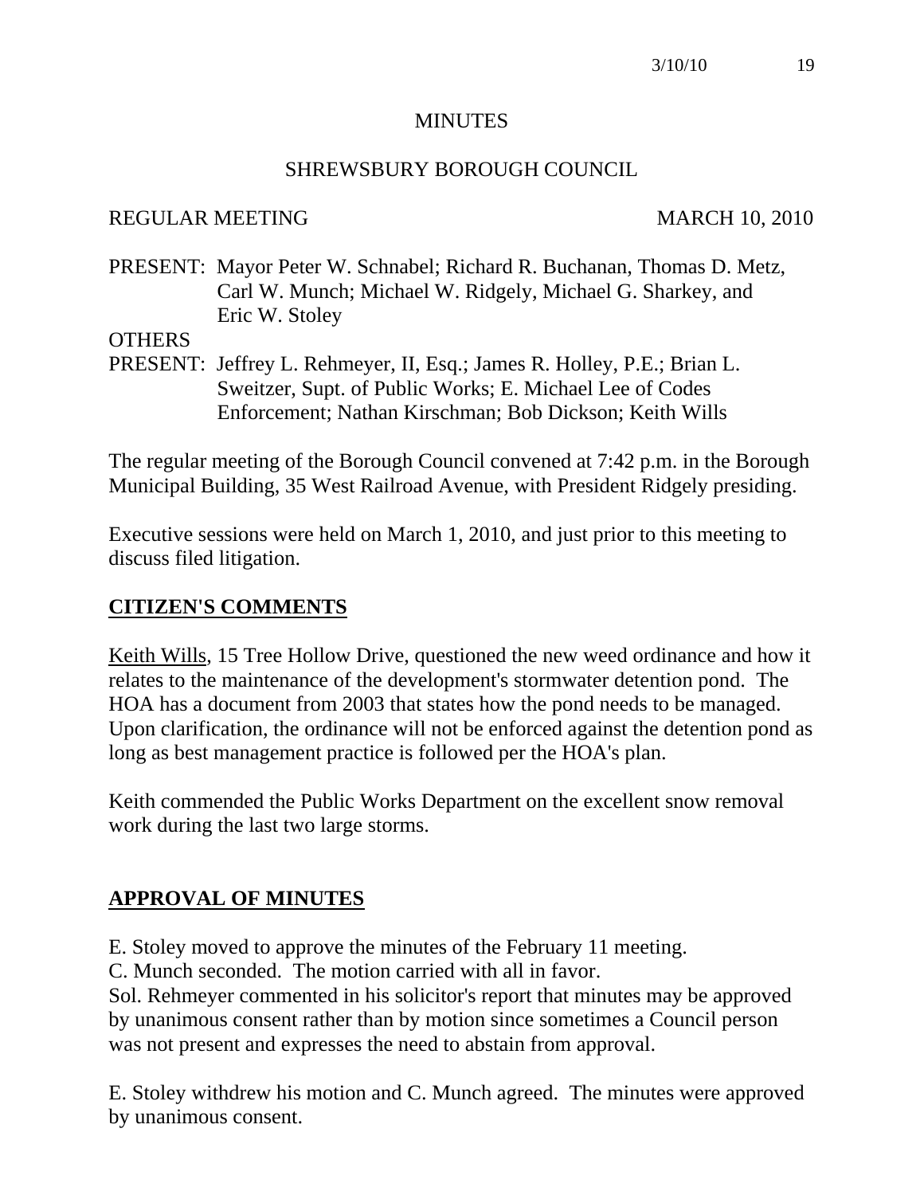# MINUTES

## SHREWSBURY BOROUGH COUNCIL

REGULAR MEETING MARCH 10, 2010

PRESENT: Mayor Peter W. Schnabel; Richard R. Buchanan, Thomas D. Metz, Carl W. Munch; Michael W. Ridgely, Michael G. Sharkey, and Eric W. Stoley

OTHERS PRESENT: Jeffrey L. Rehmeyer, II, Esq.; James R. Holley, P.E.; Brian L. Sweitzer, Supt. of Public Works; E. Michael Lee of Codes Enforcement; Nathan Kirschman; Bob Dickson; Keith Wills

The regular meeting of the Borough Council convened at 7:42 p.m. in the Borough Municipal Building, 35 West Railroad Avenue, with President Ridgely presiding.

Executive sessions were held on March 1, 2010, and just prior to this meeting to discuss filed litigation.

## CITIZEN'S COMMENTS

Keith Wills, 15 Tree Hollow Drive, questioned the new weed ordinance and how it relates to the maintenance of the development's stormwater detention pond. The HOA has a document from 2003 that states how the pond needs to be managed. Upon clarification, the ordinance will not be enforced against the detention pond as long as best management practice is followed per the HOA's plan.

Keith commended the Public Works Department on the excellent snow removal work during the last two large storms.

## APPROVAL OF MINUTES

E. Stoley moved to approve the minutes of the February 11 meeting.
C. Munch seconded. The motion carried with all in favor.
Sol. Rehmeyer commented in his solicitor's report that minutes may be approved by unanimous consent rather than by motion since sometimes a Council person was not present and expresses the need to abstain from approval.

E. Stoley withdrew his motion and C. Munch agreed. The minutes were approved by unanimous consent.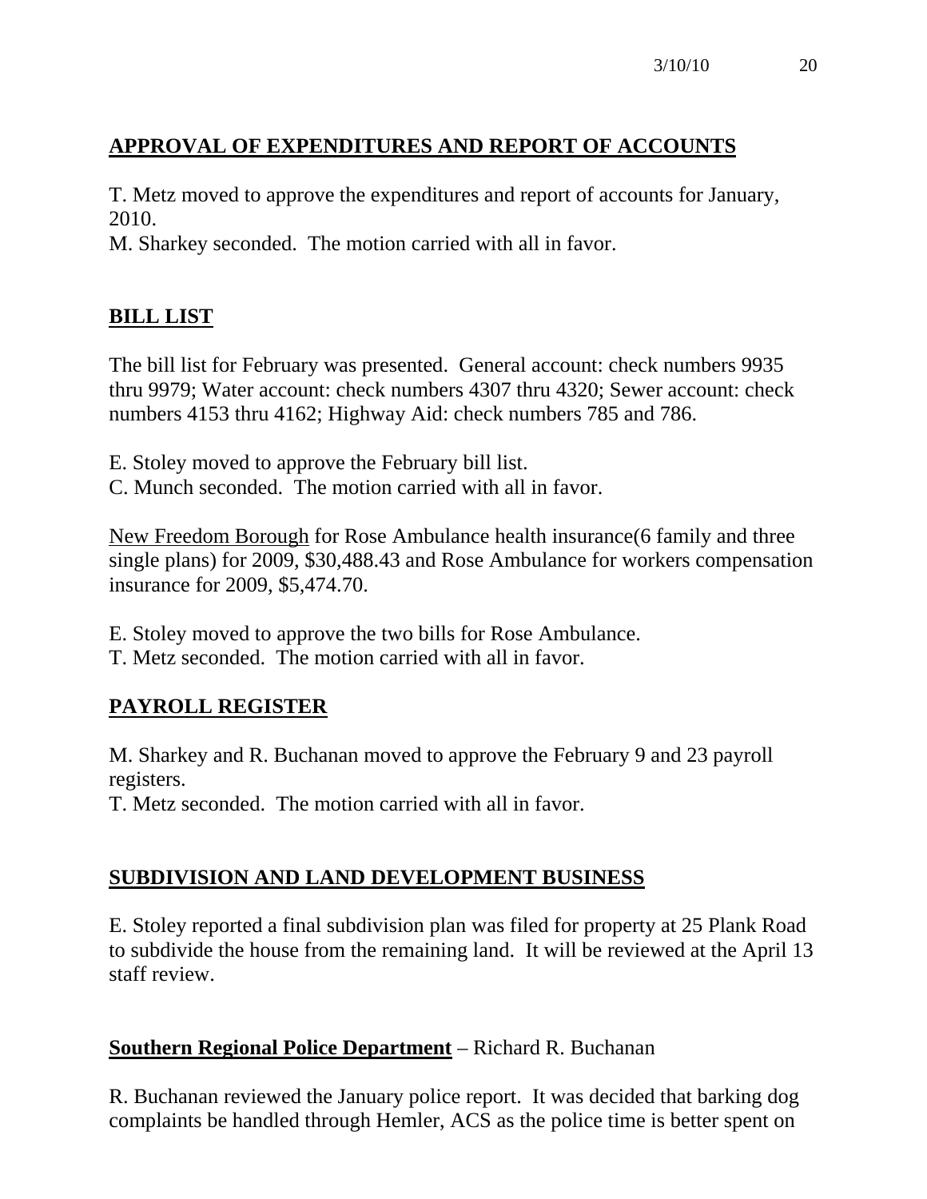## APPROVAL OF EXPENDITURES AND REPORT OF ACCOUNTS

T. Metz moved to approve the expenditures and report of accounts for January, 2010.
M. Sharkey seconded. The motion carried with all in favor.

## BILL LIST

The bill list for February was presented. General account: check numbers 9935 thru 9979; Water account: check numbers 4307 thru 4320; Sewer account: check numbers 4153 thru 4162; Highway Aid: check numbers 785 and 786.

E. Stoley moved to approve the February bill list.
C. Munch seconded. The motion carried with all in favor.

New Freedom Borough for Rose Ambulance health insurance(6 family and three single plans) for 2009, $30,488.43 and Rose Ambulance for workers compensation insurance for 2009, $5,474.70.

E. Stoley moved to approve the two bills for Rose Ambulance.
T. Metz seconded. The motion carried with all in favor.

## PAYROLL REGISTER

M. Sharkey and R. Buchanan moved to approve the February 9 and 23 payroll registers.
T. Metz seconded. The motion carried with all in favor.

## SUBDIVISION AND LAND DEVELOPMENT BUSINESS

E. Stoley reported a final subdivision plan was filed for property at 25 Plank Road to subdivide the house from the remaining land. It will be reviewed at the April 13 staff review.

**Southern Regional Police Department** – Richard R. Buchanan

R. Buchanan reviewed the January police report. It was decided that barking dog complaints be handled through Hemler, ACS as the police time is better spent on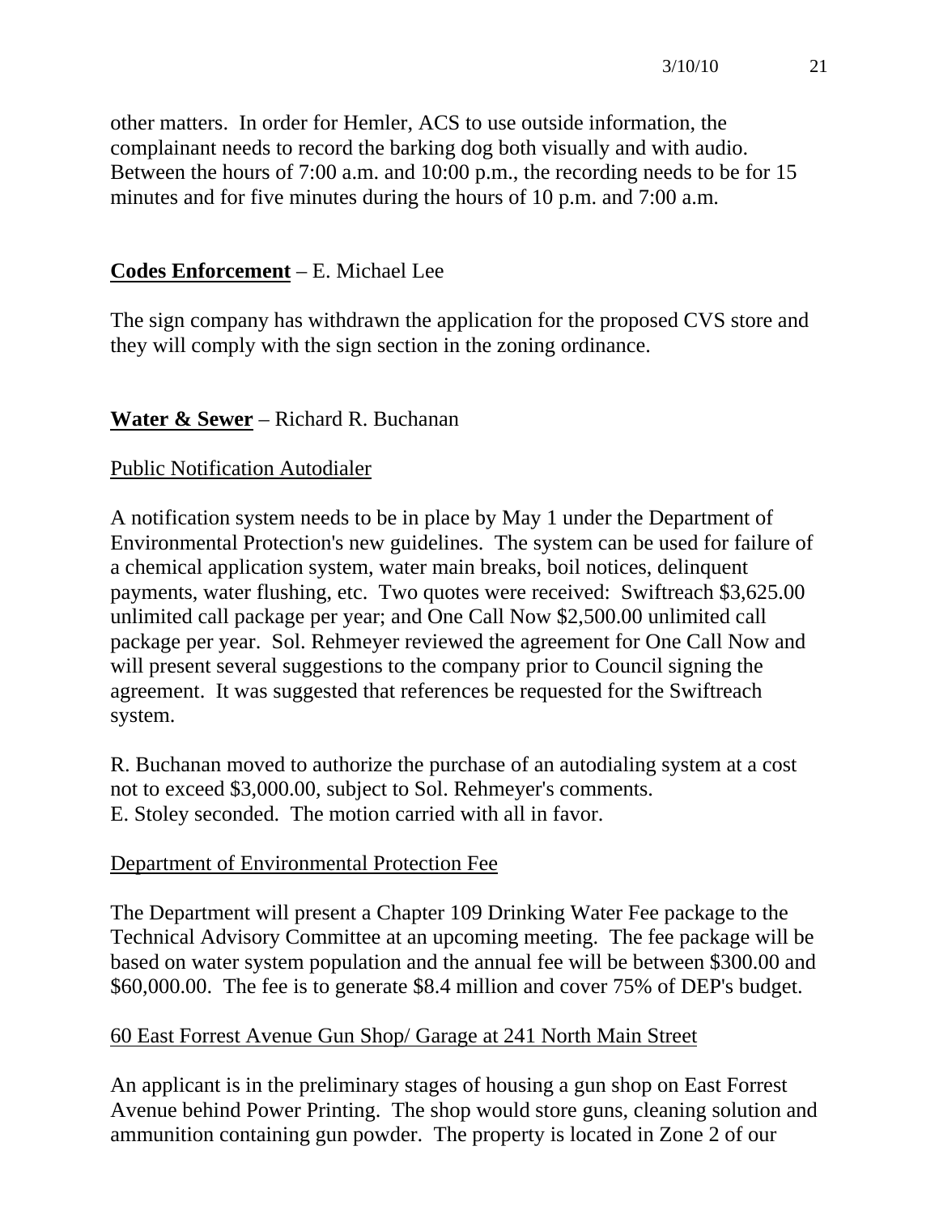other matters. In order for Hemler, ACS to use outside information, the complainant needs to record the barking dog both visually and with audio. Between the hours of 7:00 a.m. and 10:00 p.m., the recording needs to be for 15 minutes and for five minutes during the hours of 10 p.m. and 7:00 a.m.

**Codes Enforcement** – E. Michael Lee

The sign company has withdrawn the application for the proposed CVS store and they will comply with the sign section in the zoning ordinance.

**Water & Sewer** – Richard R. Buchanan

Public Notification Autodialer

A notification system needs to be in place by May 1 under the Department of Environmental Protection's new guidelines. The system can be used for failure of a chemical application system, water main breaks, boil notices, delinquent payments, water flushing, etc. Two quotes were received: Swiftreach $3,625.00 unlimited call package per year; and One Call Now $2,500.00 unlimited call package per year. Sol. Rehmeyer reviewed the agreement for One Call Now and will present several suggestions to the company prior to Council signing the agreement. It was suggested that references be requested for the Swiftreach system.

R. Buchanan moved to authorize the purchase of an autodialing system at a cost not to exceed $3,000.00, subject to Sol. Rehmeyer's comments.
E. Stoley seconded. The motion carried with all in favor.

Department of Environmental Protection Fee

The Department will present a Chapter 109 Drinking Water Fee package to the Technical Advisory Committee at an upcoming meeting. The fee package will be based on water system population and the annual fee will be between $300.00 and $60,000.00. The fee is to generate $8.4 million and cover 75% of DEP's budget.

60 East Forrest Avenue Gun Shop/ Garage at 241 North Main Street

An applicant is in the preliminary stages of housing a gun shop on East Forrest Avenue behind Power Printing. The shop would store guns, cleaning solution and ammunition containing gun powder. The property is located in Zone 2 of our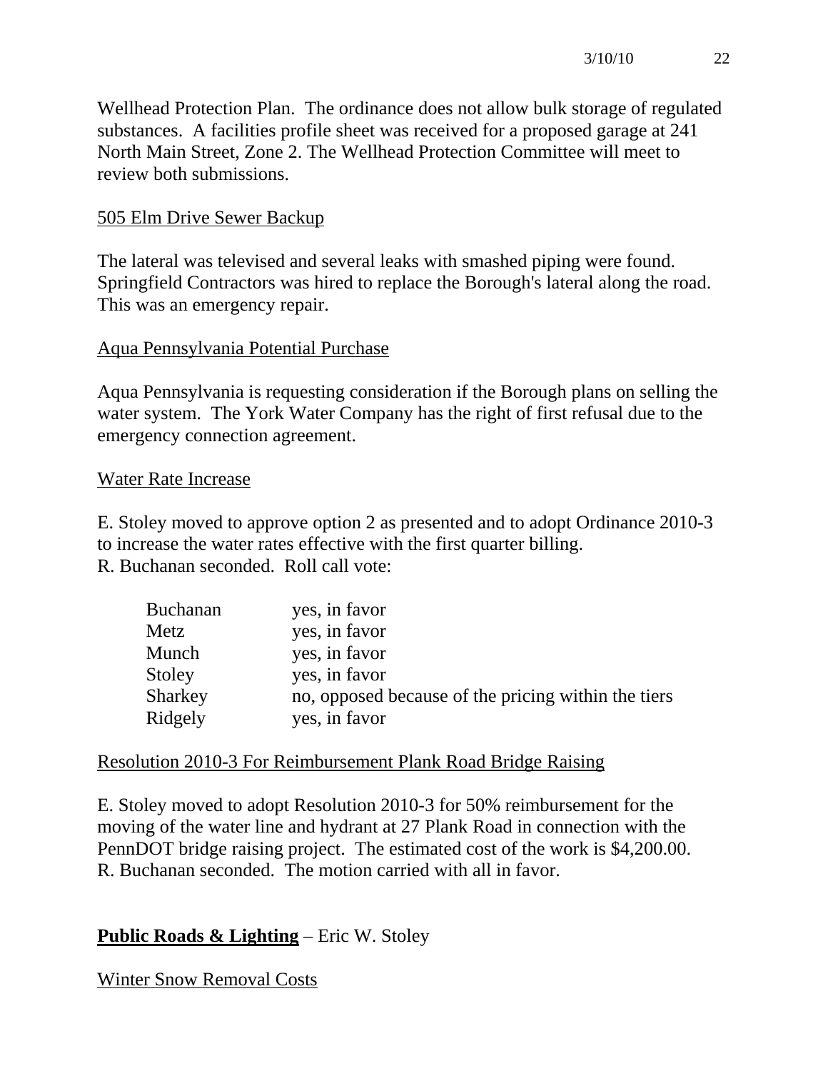Wellhead Protection Plan. The ordinance does not allow bulk storage of regulated substances. A facilities profile sheet was received for a proposed garage at 241 North Main Street, Zone 2. The Wellhead Protection Committee will meet to review both submissions.

505 Elm Drive Sewer Backup

The lateral was televised and several leaks with smashed piping were found. Springfield Contractors was hired to replace the Borough's lateral along the road. This was an emergency repair.

Aqua Pennsylvania Potential Purchase

Aqua Pennsylvania is requesting consideration if the Borough plans on selling the water system. The York Water Company has the right of first refusal due to the emergency connection agreement.

Water Rate Increase

E. Stoley moved to approve option 2 as presented and to adopt Ordinance 2010-3 to increase the water rates effective with the first quarter billing.
R. Buchanan seconded. Roll call vote:

| | |
|---|---|
| Buchanan | yes, in favor |
| Metz | yes, in favor |
| Munch | yes, in favor |
| Stoley | yes, in favor |
| Sharkey | no, opposed because of the pricing within the tiers |
| Ridgely | yes, in favor |

Resolution 2010-3 For Reimbursement Plank Road Bridge Raising

E. Stoley moved to adopt Resolution 2010-3 for 50% reimbursement for the moving of the water line and hydrant at 27 Plank Road in connection with the PennDOT bridge raising project. The estimated cost of the work is $4,200.00.
R. Buchanan seconded. The motion carried with all in favor.

**Public Roads & Lighting** – Eric W. Stoley

Winter Snow Removal Costs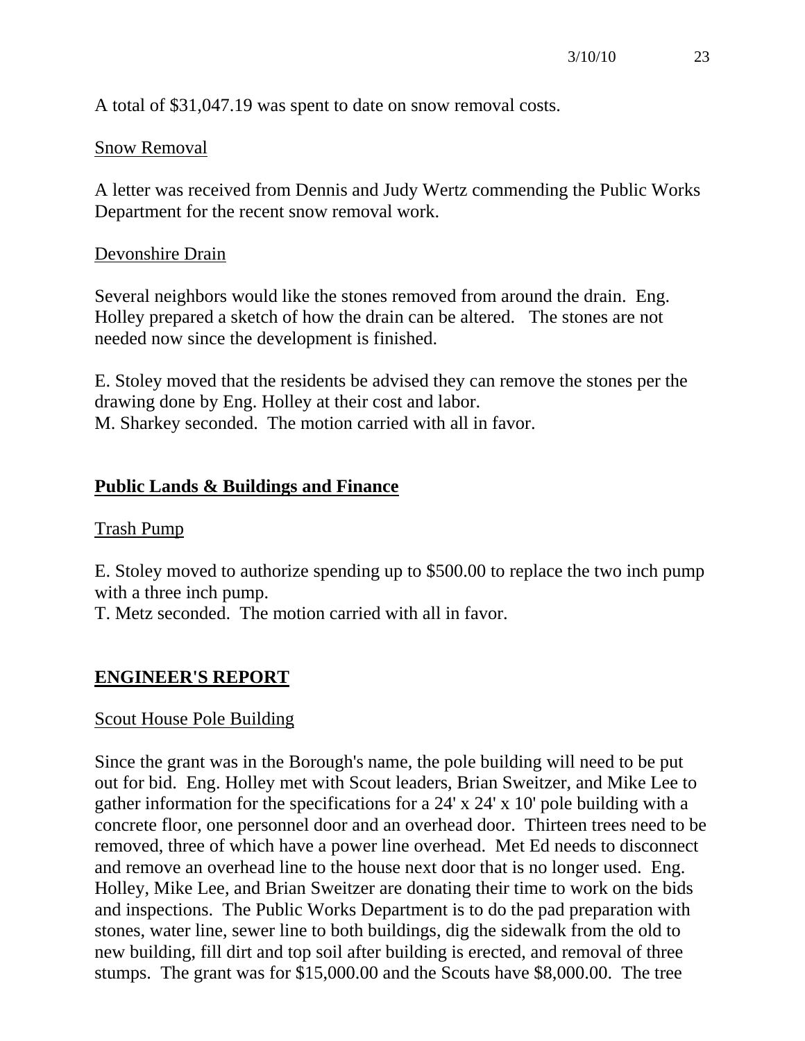A total of $31,047.19 was spent to date on snow removal costs.

Snow Removal

A letter was received from Dennis and Judy Wertz commending the Public Works Department for the recent snow removal work.

Devonshire Drain

Several neighbors would like the stones removed from around the drain. Eng. Holley prepared a sketch of how the drain can be altered. The stones are not needed now since the development is finished.

E. Stoley moved that the residents be advised they can remove the stones per the drawing done by Eng. Holley at their cost and labor.
M. Sharkey seconded. The motion carried with all in favor.

## Public Lands & Buildings and Finance

Trash Pump

E. Stoley moved to authorize spending up to $500.00 to replace the two inch pump with a three inch pump.
T. Metz seconded. The motion carried with all in favor.

## ENGINEER'S REPORT

Scout House Pole Building

Since the grant was in the Borough's name, the pole building will need to be put out for bid. Eng. Holley met with Scout leaders, Brian Sweitzer, and Mike Lee to gather information for the specifications for a 24' x 24' x 10' pole building with a concrete floor, one personnel door and an overhead door. Thirteen trees need to be removed, three of which have a power line overhead. Met Ed needs to disconnect and remove an overhead line to the house next door that is no longer used. Eng. Holley, Mike Lee, and Brian Sweitzer are donating their time to work on the bids and inspections. The Public Works Department is to do the pad preparation with stones, water line, sewer line to both buildings, dig the sidewalk from the old to new building, fill dirt and top soil after building is erected, and removal of three stumps. The grant was for $15,000.00 and the Scouts have $8,000.00. The tree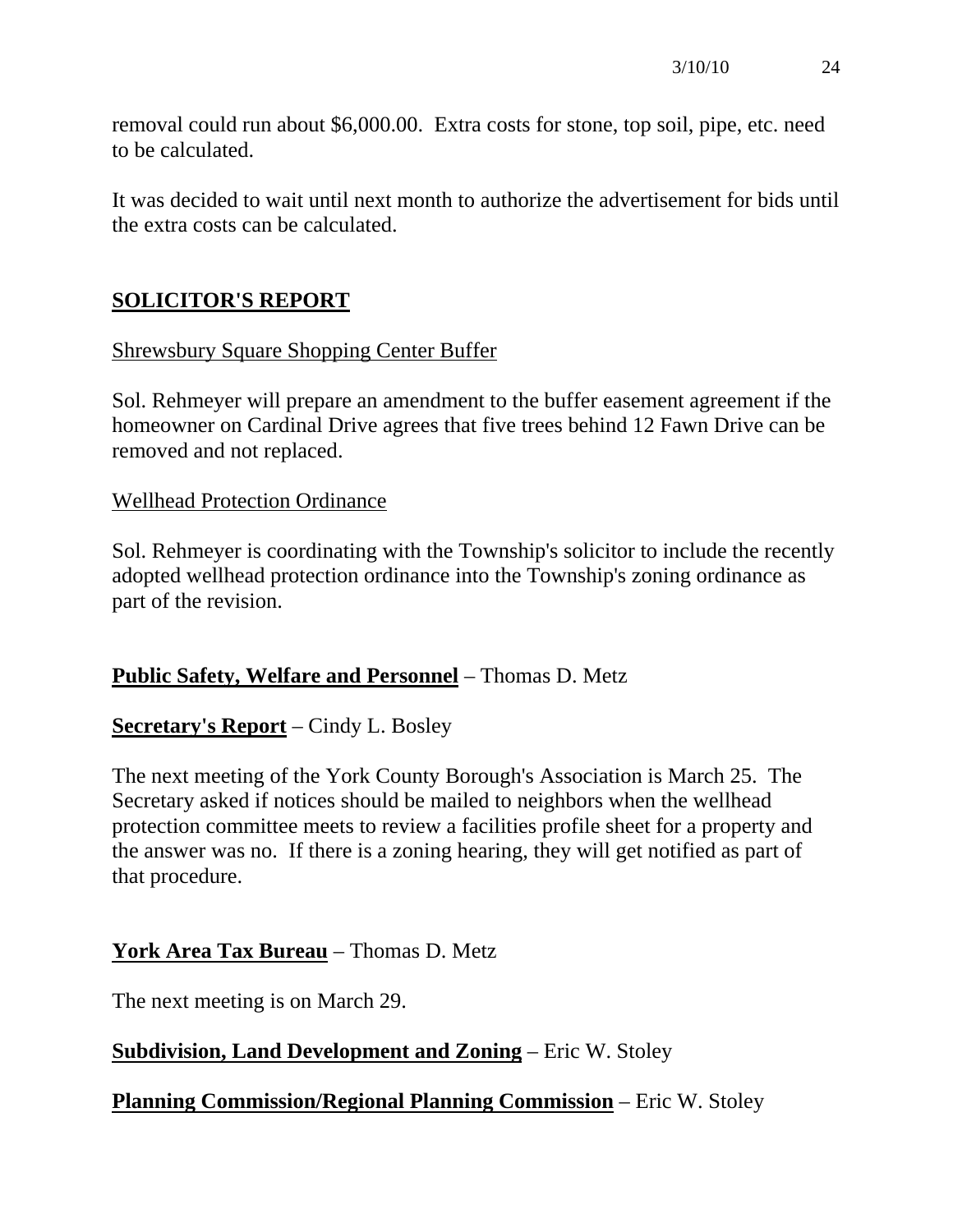removal could run about $6,000.00. Extra costs for stone, top soil, pipe, etc. need to be calculated.

It was decided to wait until next month to authorize the advertisement for bids until the extra costs can be calculated.

## SOLICITOR'S REPORT

Shrewsbury Square Shopping Center Buffer

Sol. Rehmeyer will prepare an amendment to the buffer easement agreement if the homeowner on Cardinal Drive agrees that five trees behind 12 Fawn Drive can be removed and not replaced.

Wellhead Protection Ordinance

Sol. Rehmeyer is coordinating with the Township's solicitor to include the recently adopted wellhead protection ordinance into the Township's zoning ordinance as part of the revision.

**Public Safety, Welfare and Personnel** – Thomas D. Metz

**Secretary's Report** – Cindy L. Bosley

The next meeting of the York County Borough's Association is March 25. The Secretary asked if notices should be mailed to neighbors when the wellhead protection committee meets to review a facilities profile sheet for a property and the answer was no. If there is a zoning hearing, they will get notified as part of that procedure.

**York Area Tax Bureau** – Thomas D. Metz

The next meeting is on March 29.

**Subdivision, Land Development and Zoning** – Eric W. Stoley

**Planning Commission/Regional Planning Commission** – Eric W. Stoley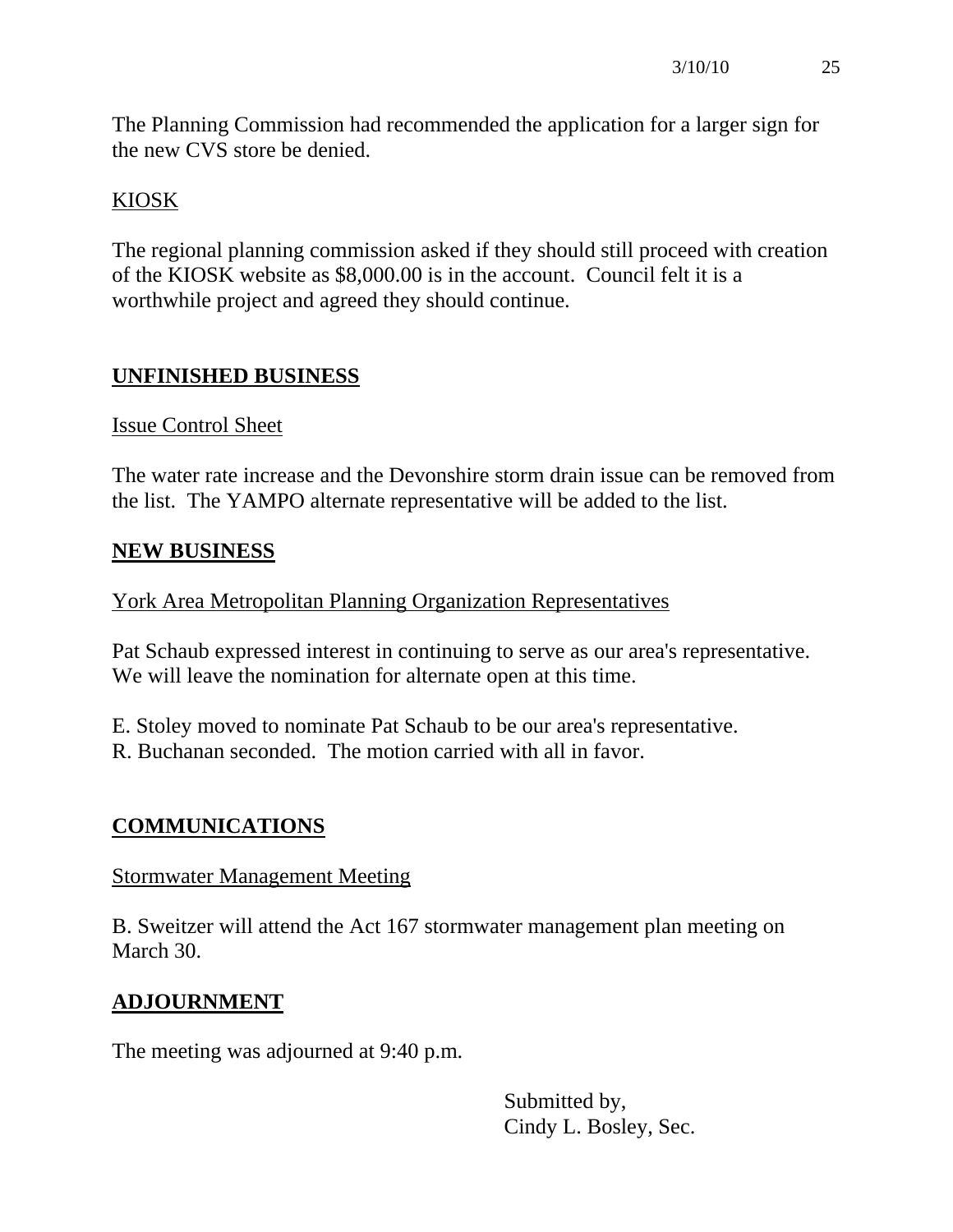The Planning Commission had recommended the application for a larger sign for the new CVS store be denied.

KIOSK

The regional planning commission asked if they should still proceed with creation of the KIOSK website as $8,000.00 is in the account. Council felt it is a worthwhile project and agreed they should continue.

## UNFINISHED BUSINESS

Issue Control Sheet

The water rate increase and the Devonshire storm drain issue can be removed from the list. The YAMPO alternate representative will be added to the list.

## NEW BUSINESS

York Area Metropolitan Planning Organization Representatives

Pat Schaub expressed interest in continuing to serve as our area's representative. We will leave the nomination for alternate open at this time.

E. Stoley moved to nominate Pat Schaub to be our area's representative.
R. Buchanan seconded. The motion carried with all in favor.

## COMMUNICATIONS

Stormwater Management Meeting

B. Sweitzer will attend the Act 167 stormwater management plan meeting on March 30.

## ADJOURNMENT

The meeting was adjourned at 9:40 p.m.

Submitted by,
Cindy L. Bosley, Sec.